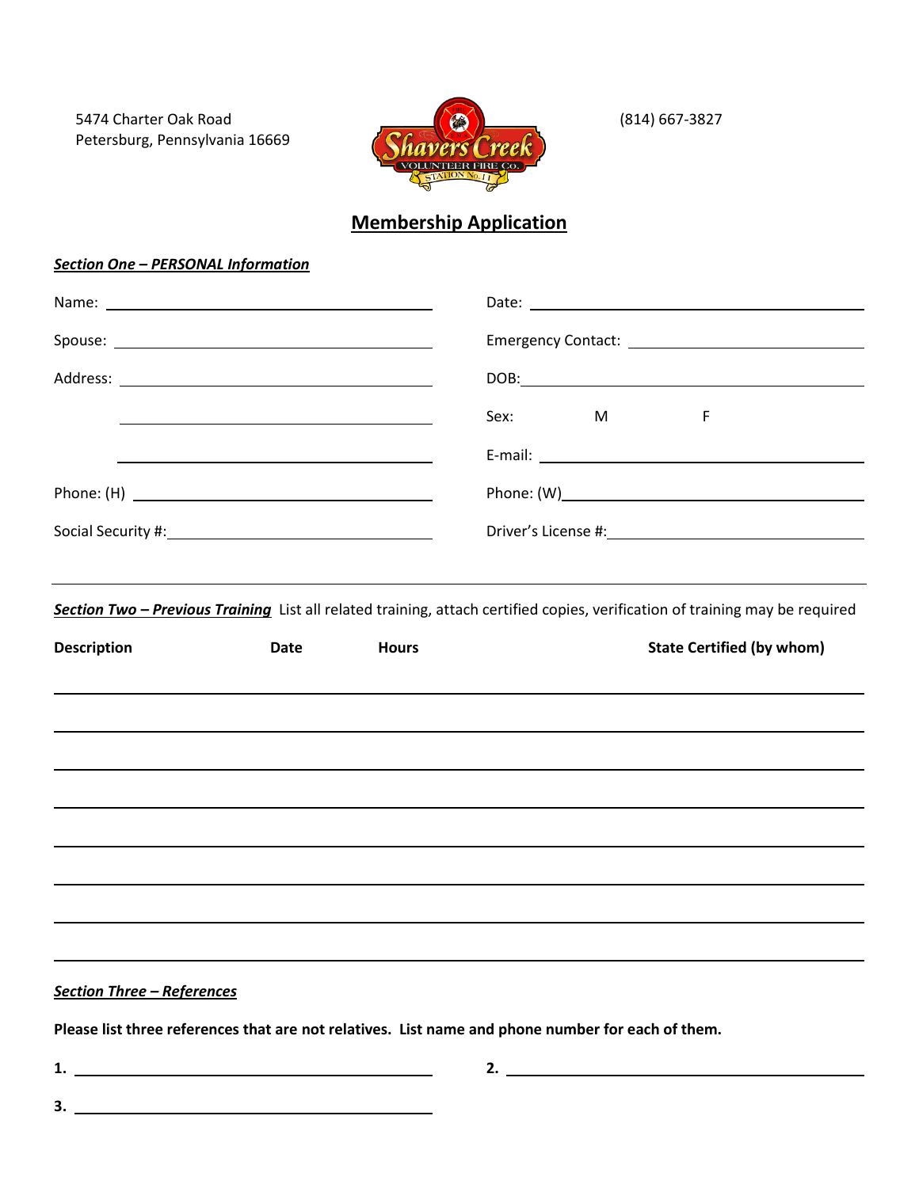5474 Charter Oak Road
Petersburg, Pennsylvania 16669

(814) 667-3827

# Membership Application

***Section One – PERSONAL Information***

Name: ______________________ Date: ______________________

Spouse: ______________________ Emergency Contact: ______________________

Address: ______________________ DOB: ______________________

______________________ Sex: M F

______________________ E-mail: ______________________

Phone: (H) ______________________ Phone: (W) ______________________

Social Security #: ______________________ Driver's License #: ______________________

***Section Two – Previous Training*** List all related training, attach certified copies, verification of training may be required

| Description | Date | Hours | State Certified (by whom) |
|---|---|---|---|
| | | | |
| | | | |
| | | | |
| | | | |
| | | | |
| | | | |
| | | | |
| | | | |

***Section Three – References***

**Please list three references that are not relatives. List name and phone number for each of them.**

**1.** ______________________ **2.** ______________________

**3.** ______________________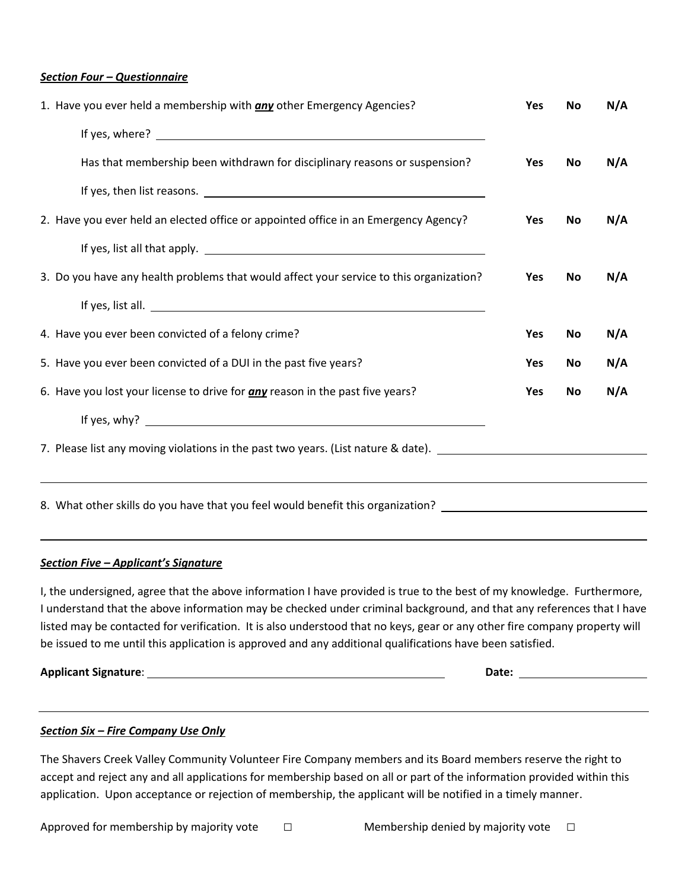***Section Four – Questionnaire***

1. Have you ever held a membership with ***any*** other Emergency Agencies? **Yes** **No** **N/A**

   If yes, where? ______________________________

   Has that membership been withdrawn for disciplinary reasons or suspension? **Yes** **No** **N/A**

   If yes, then list reasons. ______________________________

2. Have you ever held an elected office or appointed office in an Emergency Agency? **Yes** **No** **N/A**

   If yes, list all that apply. ______________________________

3. Do you have any health problems that would affect your service to this organization? **Yes** **No** **N/A**

   If yes, list all. ______________________________

4. Have you ever been convicted of a felony crime? **Yes** **No** **N/A**

5. Have you ever been convicted of a DUI in the past five years? **Yes** **No** **N/A**

6. Have you lost your license to drive for ***any*** reason in the past five years? **Yes** **No** **N/A**

   If yes, why? ______________________________

7. Please list any moving violations in the past two years. (List nature & date). ______________________________

8. What other skills do you have that you feel would benefit this organization? ______________________________

***Section Five – Applicant's Signature***

I, the undersigned, agree that the above information I have provided is true to the best of my knowledge. Furthermore, I understand that the above information may be checked under criminal background, and that any references that I have listed may be contacted for verification. It is also understood that no keys, gear or any other fire company property will be issued to me until this application is approved and any additional qualifications have been satisfied.

**Applicant Signature**: ______________________________ **Date:** ______________

***Section Six – Fire Company Use Only***

The Shavers Creek Valley Community Volunteer Fire Company members and its Board members reserve the right to accept and reject any and all applications for membership based on all or part of the information provided within this application. Upon acceptance or rejection of membership, the applicant will be notified in a timely manner.

Approved for membership by majority vote ☐ Membership denied by majority vote ☐